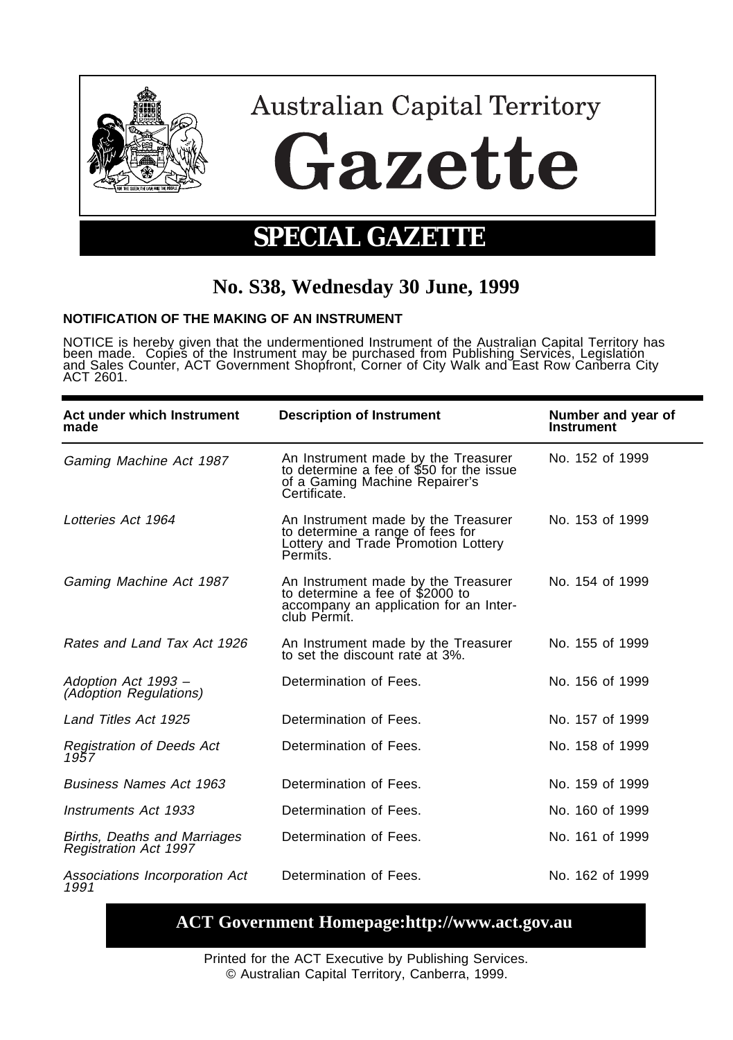# Australian Capital Territory Gazette

## SPECIAL GAZETTE

## No. S38, Wednesday 30 June, 1999

### NOTIFICATION OF THE MAKING OF AN INSTRUMENT

NOTICE is hereby given that the undermentioned Instrument of the Australian Capital Territory has been made. Copies of the Instrument may be purchased from Publishing Services, Legislation and Sales Counter, ACT Government Shopfront, Corner of City Walk and East Row Canberra City ACT 2601.

| Act under which Instrument made | Description of Instrument | Number and year of Instrument |
|---|---|---|
| *Gaming Machine Act 1987* | An Instrument made by the Treasurer to determine a fee of $50 for the issue of a Gaming Machine Repairer's Certificate. | No. 152 of 1999 |
| *Lotteries Act 1964* | An Instrument made by the Treasurer to determine a range of fees for Lottery and Trade Promotion Lottery Permits. | No. 153 of 1999 |
| *Gaming Machine Act 1987* | An Instrument made by the Treasurer to determine a fee of $2000 to accompany an application for an Inter-club Permit. | No. 154 of 1999 |
| *Rates and Land Tax Act 1926* | An Instrument made by the Treasurer to set the discount rate at 3%. | No. 155 of 1999 |
| *Adoption Act 1993 – (Adoption Regulations)* | Determination of Fees. | No. 156 of 1999 |
| *Land Titles Act 1925* | Determination of Fees. | No. 157 of 1999 |
| *Registration of Deeds Act 1957* | Determination of Fees. | No. 158 of 1999 |
| *Business Names Act 1963* | Determination of Fees. | No. 159 of 1999 |
| *Instruments Act 1933* | Determination of Fees. | No. 160 of 1999 |
| *Births, Deaths and Marriages Registration Act 1997* | Determination of Fees. | No. 161 of 1999 |
| *Associations Incorporation Act 1991* | Determination of Fees. | No. 162 of 1999 |

**ACT Government Homepage:http://www.act.gov.au**

Printed for the ACT Executive by Publishing Services.
© Australian Capital Territory, Canberra, 1999.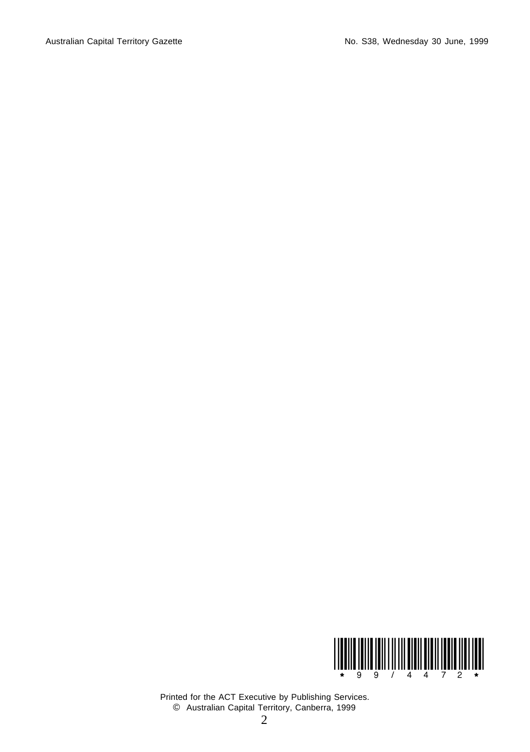\* 9 9 / 4 4 7 2 \*

Printed for the ACT Executive by Publishing Services.
© Australian Capital Territory, Canberra, 1999